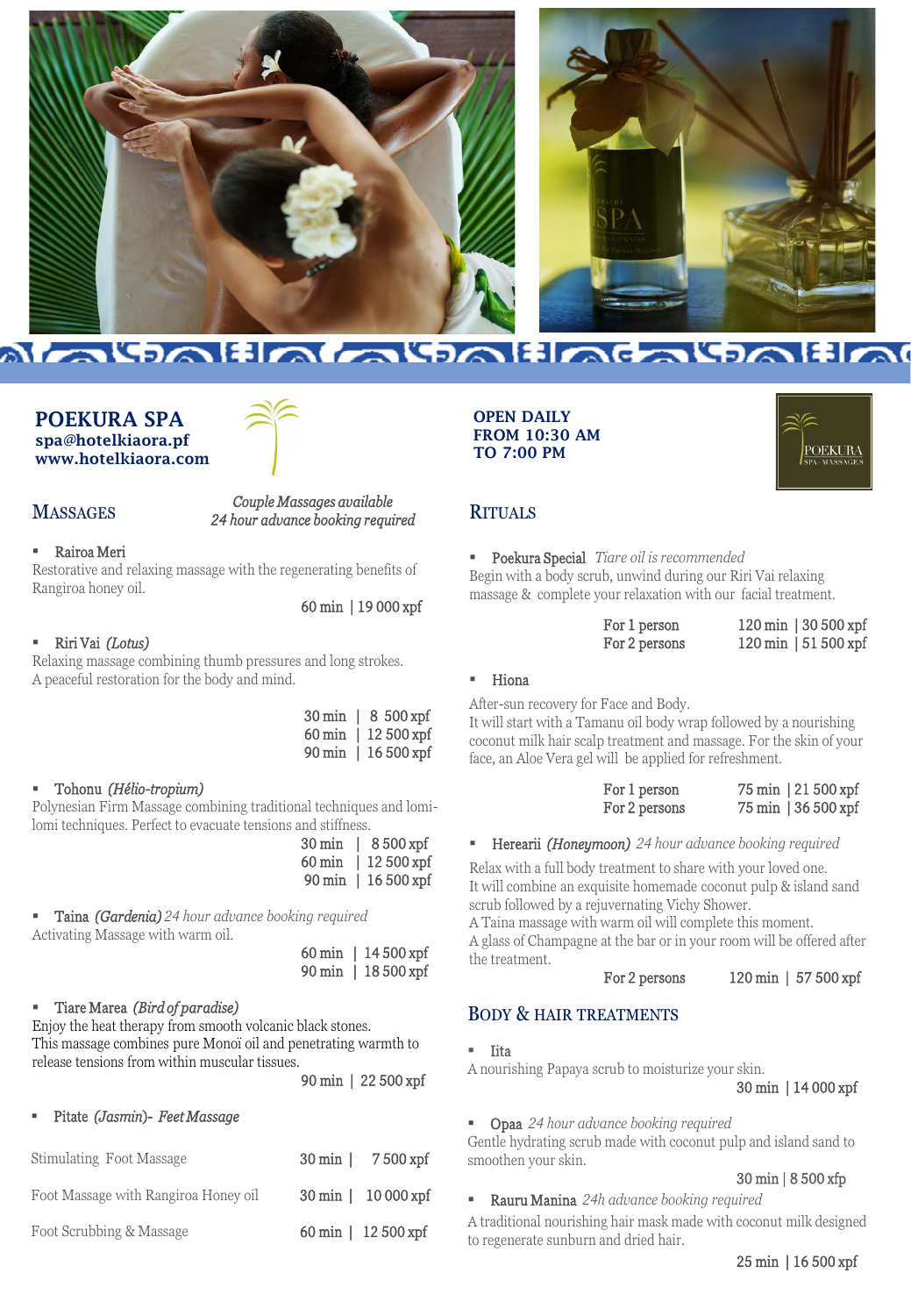# POEKURA SPA

**spa@hotelkiaora.pf**
**www.hotelkiaora.com**

**OPEN DAILY FROM 10:30 AM TO 7:00 PM**

## MASSAGES

*Couple Massages available*
*24 hour advance booking required*

- Rairoa Meri

Restorative and relaxing massage with the regenerating benefits of Rangiroa honey oil.

60 min | 19 000 xpf

- Riri Vai *(Lotus)*

Relaxing massage combining thumb pressures and long strokes. A peaceful restoration for the body and mind.

30 min | 8 500 xpf
60 min | 12 500 xpf
90 min | 16 500 xpf

- Tohonu *(Hélio-tropium)*

Polynesian Firm Massage combining traditional techniques and lomi-lomi techniques. Perfect to evacuate tensions and stiffness.

30 min | 8 500 xpf
60 min | 12 500 xpf
90 min | 16 500 xpf

- Taina *(Gardenia)* *24 hour advance booking required*

Activating Massage with warm oil.

60 min | 14 500 xpf
90 min | 18 500 xpf

- Tiare Marea *(Bird of paradise)*

Enjoy the heat therapy from smooth volcanic black stones. This massage combines pure Monoï oil and penetrating warmth to release tensions from within muscular tissues.

90 min | 22 500 xpf

- Pitate *(Jasmin)*- *Feet Massage*

| | | |
|---|---|---|
| Stimulating Foot Massage | 30 min | 7 500 xpf |
| Foot Massage with Rangiroa Honey oil | 30 min | 10 000 xpf |
| Foot Scrubbing & Massage | 60 min | 12 500 xpf |

## RITUALS

- Poekura Special *Tiare oil is recommended*

Begin with a body scrub, unwind during our Riri Vai relaxing massage & complete your relaxation with our facial treatment.

| | |
|---|---|
| For 1 person | 120 min \| 30 500 xpf |
| For 2 persons | 120 min \| 51 500 xpf |

- Hiona

After-sun recovery for Face and Body.
It will start with a Tamanu oil body wrap followed by a nourishing coconut milk hair scalp treatment and massage. For the skin of your face, an Aloe Vera gel will be applied for refreshment.

| | |
|---|---|
| For 1 person | 75 min \| 21 500 xpf |
| For 2 persons | 75 min \| 36 500 xpf |

- Hererarii *(Honeymoon)* *24 hour advance booking required*

Relax with a full body treatment to share with your loved one.
It will combine an exquisite homemade coconut pulp & island sand scrub followed by a rejuvernating Vichy Shower.
A Taina massage with warm oil will complete this moment.
A glass of Champagne at the bar or in your room will be offered after the treatment.

For 2 persons 120 min | 57 500 xpf

## BODY & HAIR TREATMENTS

- Iita

A nourishing Papaya scrub to moisturize your skin.

30 min | 14 000 xpf

- Opaa *24 hour advance booking required*

Gentle hydrating scrub made with coconut pulp and island sand to smoothen your skin.

30 min | 8 500 xfp

- Rauru Manina *24h advance booking required*

A traditional nourishing hair mask made with coconut milk designed to regenerate sunburn and dried hair.

25 min | 16 500 xpf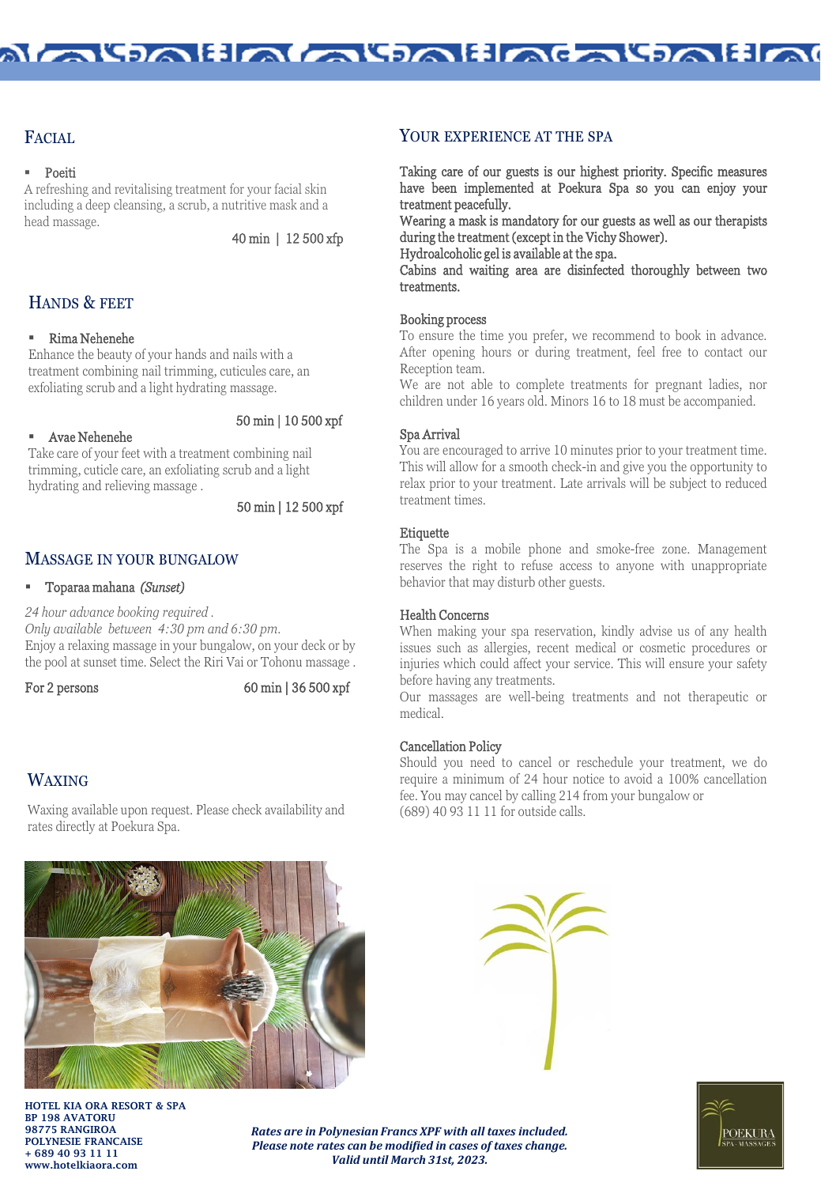## Facial

- Poeiti

A refreshing and revitalising treatment for your facial skin including a deep cleansing, a scrub, a nutritive mask and a head massage.

40 min | 12 500 xfp

## Hands & Feet

- Rima Nehenehe

Enhance the beauty of your hands and nails with a treatment combining nail trimming, cuticules care, an exfoliating scrub and a light hydrating massage.

50 min | 10 500 xpf

- Avae Nehenehe

Take care of your feet with a treatment combining nail trimming, cuticle care, an exfoliating scrub and a light hydrating and relieving massage .

50 min | 12 500 xpf

## Massage in your bungalow

- Toparaa mahana *(Sunset)*

*24 hour advance booking required .*
*Only available between 4:30 pm and 6:30 pm.*
Enjoy a relaxing massage in your bungalow, on your deck or by the pool at sunset time. Select the Riri Vai or Tohonu massage .

For 2 persons 60 min | 36 500 xpf

## Waxing

Waxing available upon request. Please check availability and rates directly at Poekura Spa.

## Your experience at the spa

Taking care of our guests is our highest priority. Specific measures have been implemented at Poekura Spa so you can enjoy your treatment peacefully.
Wearing a mask is mandatory for our guests as well as our therapists during the treatment (except in the Vichy Shower).
Hydroalcoholic gel is available at the spa.
Cabins and waiting area are disinfected thoroughly between two treatments.

**Booking process**
To ensure the time you prefer, we recommend to book in advance. After opening hours or during treatment, feel free to contact our Reception team.
We are not able to complete treatments for pregnant ladies, nor children under 16 years old. Minors 16 to 18 must be accompanied.

**Spa Arrival**
You are encouraged to arrive 10 minutes prior to your treatment time. This will allow for a smooth check-in and give you the opportunity to relax prior to your treatment. Late arrivals will be subject to reduced treatment times.

**Etiquette**
The Spa is a mobile phone and smoke-free zone. Management reserves the right to refuse access to anyone with unappropriate behavior that may disturb other guests.

**Health Concerns**
When making your spa reservation, kindly advise us of any health issues such as allergies, recent medical or cosmetic procedures or injuries which could affect your service. This will ensure your safety before having any treatments.
Our massages are well-being treatments and not therapeutic or medical.

**Cancellation Policy**
Should you need to cancel or reschedule your treatment, we do require a minimum of 24 hour notice to avoid a 100% cancellation fee. You may cancel by calling 214 from your bungalow or (689) 40 93 11 11 for outside calls.

**HOTEL KIA ORA RESORT & SPA**
**BP 198 AVATORU**
**98775 RANGIROA**
**POLYNESIE FRANCAISE**
**+ 689 40 93 11 11**
**www.hotelkiaora.com**

***Rates are in Polynesian Francs XPF with all taxes included.***
***Please note rates can be modified in cases of taxes change.***
***Valid until March 31st, 2023.***

POEKURA
SPA · MASSAGES